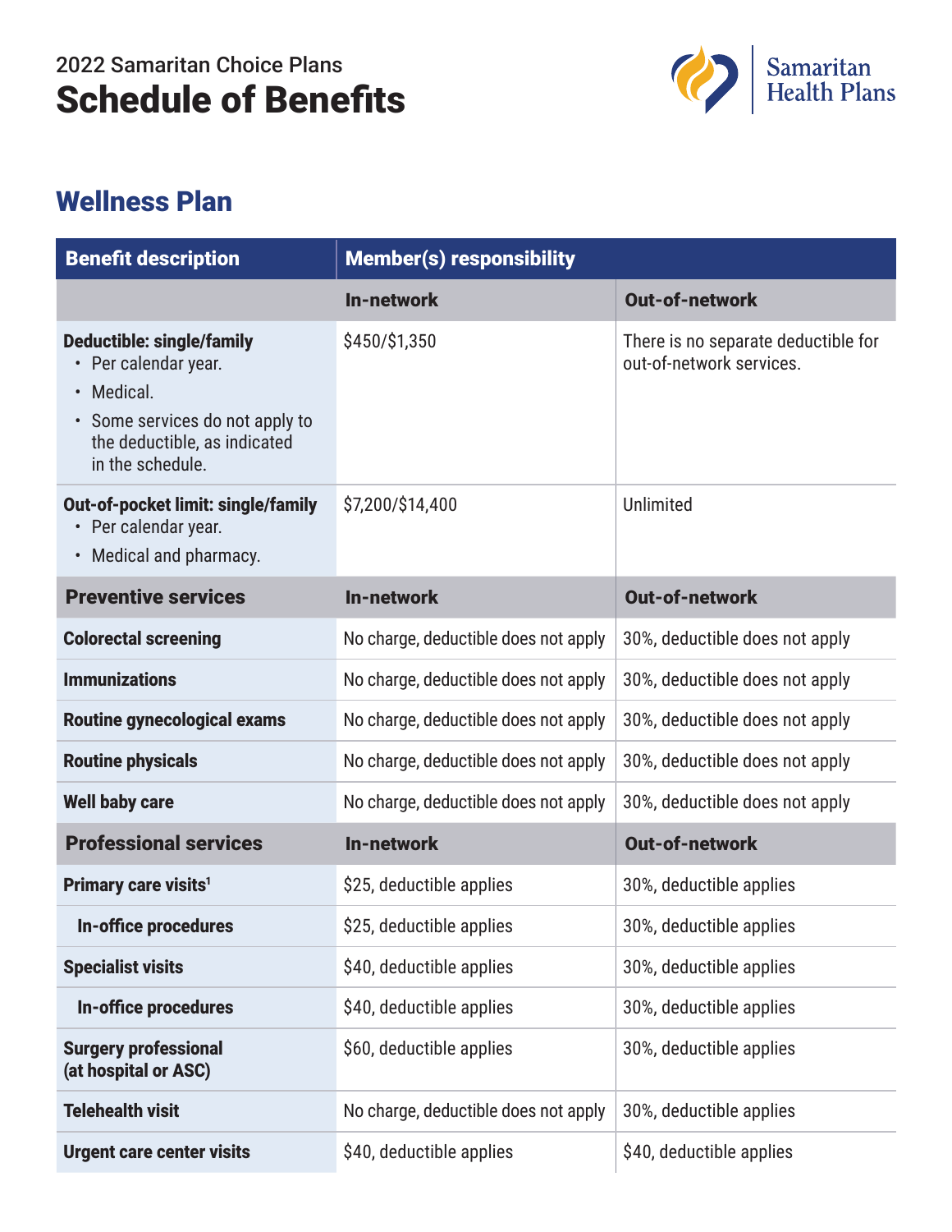2022 Samaritan Choice Plans

# Schedule of Benefits

## Wellness Plan

| Benefit description | Member(s) responsibility | |
|---|---|---|
| | **In-network** | **Out-of-network** |
| **Deductible: single/family**<br>• Per calendar year.<br>• Medical.<br>• Some services do not apply to the deductible, as indicated in the schedule. | $450/$1,350 | There is no separate deductible for out-of-network services. |
| **Out-of-pocket limit: single/family**<br>• Per calendar year.<br>• Medical and pharmacy. | $7,200/$14,400 | Unlimited |
| **Preventive services** | **In-network** | **Out-of-network** |
| **Colorectal screening** | No charge, deductible does not apply | 30%, deductible does not apply |
| **Immunizations** | No charge, deductible does not apply | 30%, deductible does not apply |
| **Routine gynecological exams** | No charge, deductible does not apply | 30%, deductible does not apply |
| **Routine physicals** | No charge, deductible does not apply | 30%, deductible does not apply |
| **Well baby care** | No charge, deductible does not apply | 30%, deductible does not apply |
| **Professional services** | **In-network** | **Out-of-network** |
| **Primary care visits**[1] | $25, deductible applies | 30%, deductible applies |
| **In-office procedures** | $25, deductible applies | 30%, deductible applies |
| **Specialist visits** | $40, deductible applies | 30%, deductible applies |
| **In-office procedures** | $40, deductible applies | 30%, deductible applies |
| **Surgery professional (at hospital or ASC)** | $60, deductible applies | 30%, deductible applies |
| **Telehealth visit** | No charge, deductible does not apply | 30%, deductible applies |
| **Urgent care center visits** | $40, deductible applies | $40, deductible applies |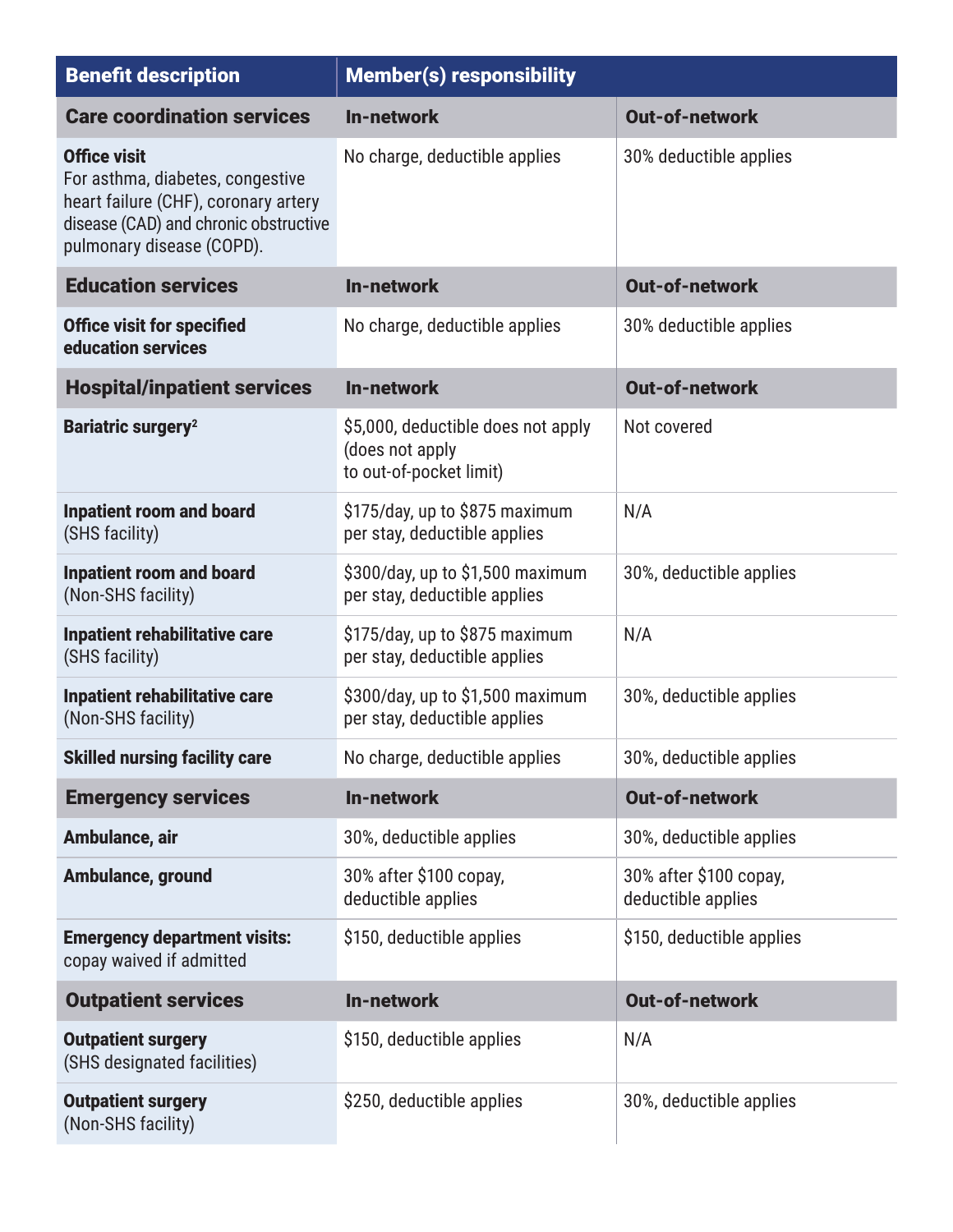| **Benefit description** | **Member(s) responsibility** | |
|---|---|---|
| **Care coordination services** | **In-network** | **Out-of-network** |
| **Office visit** For asthma, diabetes, congestive heart failure (CHF), coronary artery disease (CAD) and chronic obstructive pulmonary disease (COPD). | No charge, deductible applies | 30% deductible applies |
| **Education services** | **In-network** | **Out-of-network** |
| **Office visit for specified education services** | No charge, deductible applies | 30% deductible applies |
| **Hospital/inpatient services** | **In-network** | **Out-of-network** |
| **Bariatric surgery**[2] | $5,000, deductible does not apply (does not apply to out-of-pocket limit) | Not covered |
| **Inpatient room and board** (SHS facility) | $175/day, up to $875 maximum per stay, deductible applies | N/A |
| **Inpatient room and board** (Non-SHS facility) | $300/day, up to $1,500 maximum per stay, deductible applies | 30%, deductible applies |
| **Inpatient rehabilitative care** (SHS facility) | $175/day, up to $875 maximum per stay, deductible applies | N/A |
| **Inpatient rehabilitative care** (Non-SHS facility) | $300/day, up to $1,500 maximum per stay, deductible applies | 30%, deductible applies |
| **Skilled nursing facility care** | No charge, deductible applies | 30%, deductible applies |
| **Emergency services** | **In-network** | **Out-of-network** |
| **Ambulance, air** | 30%, deductible applies | 30%, deductible applies |
| **Ambulance, ground** | 30% after $100 copay, deductible applies | 30% after $100 copay, deductible applies |
| **Emergency department visits:** copay waived if admitted | $150, deductible applies | $150, deductible applies |
| **Outpatient services** | **In-network** | **Out-of-network** |
| **Outpatient surgery** (SHS designated facilities) | $150, deductible applies | N/A |
| **Outpatient surgery** (Non-SHS facility) | $250, deductible applies | 30%, deductible applies |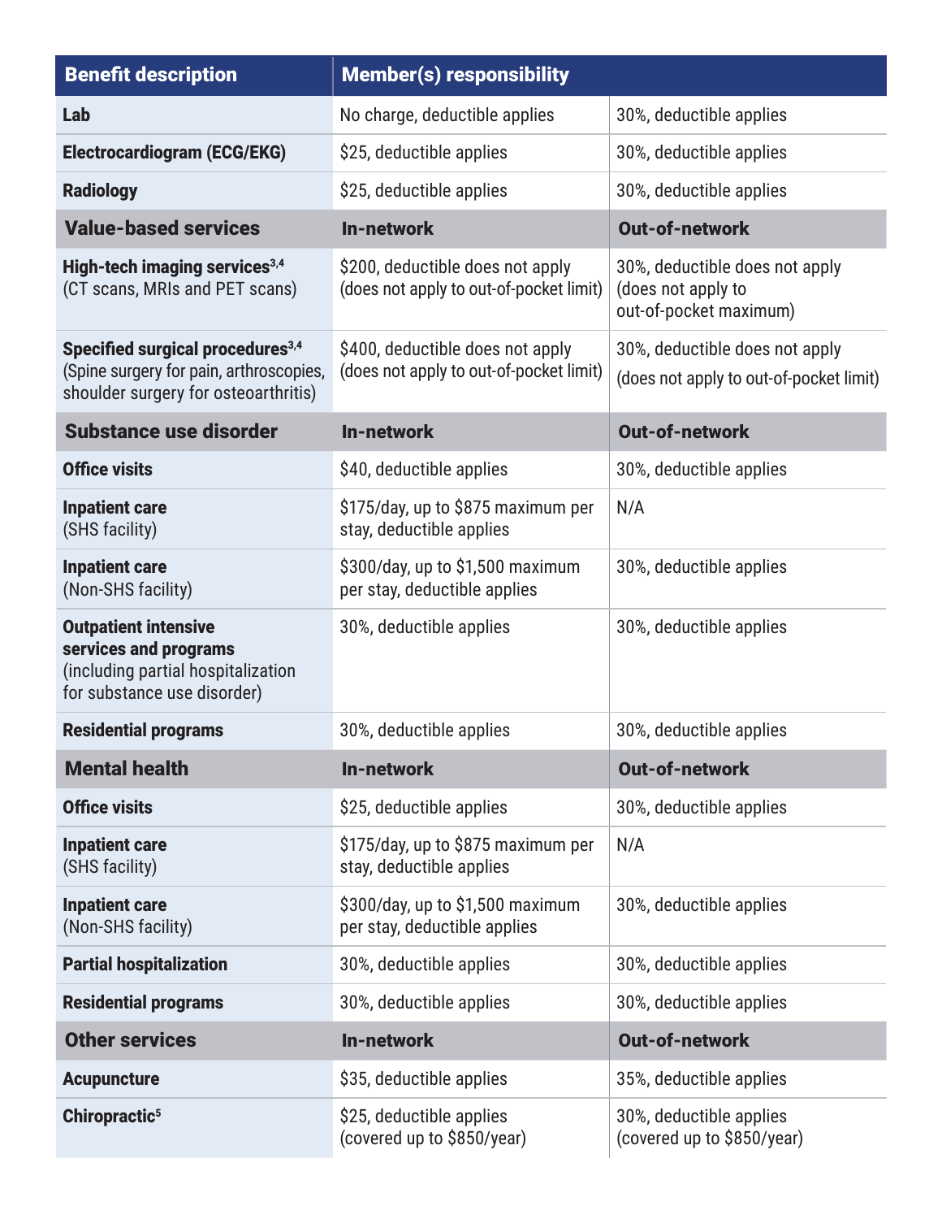| Benefit description | Member(s) responsibility | |
|---|---|---|
| **Lab** | No charge, deductible applies | 30%, deductible applies |
| **Electrocardiogram (ECG/EKG)** | $25, deductible applies | 30%, deductible applies |
| **Radiology** | $25, deductible applies | 30%, deductible applies |
| **Value-based services** | **In-network** | **Out-of-network** |
| **High-tech imaging services**[3,4] (CT scans, MRIs and PET scans) | $200, deductible does not apply (does not apply to out-of-pocket limit) | 30%, deductible does not apply (does not apply to out-of-pocket maximum) |
| **Specified surgical procedures**[3,4] (Spine surgery for pain, arthroscopies, shoulder surgery for osteoarthritis) | $400, deductible does not apply (does not apply to out-of-pocket limit) | 30%, deductible does not apply (does not apply to out-of-pocket limit) |
| **Substance use disorder** | **In-network** | **Out-of-network** |
| **Office visits** | $40, deductible applies | 30%, deductible applies |
| **Inpatient care** (SHS facility) | $175/day, up to $875 maximum per stay, deductible applies | N/A |
| **Inpatient care** (Non-SHS facility) | $300/day, up to $1,500 maximum per stay, deductible applies | 30%, deductible applies |
| **Outpatient intensive services and programs** (including partial hospitalization for substance use disorder) | 30%, deductible applies | 30%, deductible applies |
| **Residential programs** | 30%, deductible applies | 30%, deductible applies |
| **Mental health** | **In-network** | **Out-of-network** |
| **Office visits** | $25, deductible applies | 30%, deductible applies |
| **Inpatient care** (SHS facility) | $175/day, up to $875 maximum per stay, deductible applies | N/A |
| **Inpatient care** (Non-SHS facility) | $300/day, up to $1,500 maximum per stay, deductible applies | 30%, deductible applies |
| **Partial hospitalization** | 30%, deductible applies | 30%, deductible applies |
| **Residential programs** | 30%, deductible applies | 30%, deductible applies |
| **Other services** | **In-network** | **Out-of-network** |
| **Acupuncture** | $35, deductible applies | 35%, deductible applies |
| **Chiropractic**[5] | $25, deductible applies (covered up to $850/year) | 30%, deductible applies (covered up to $850/year) |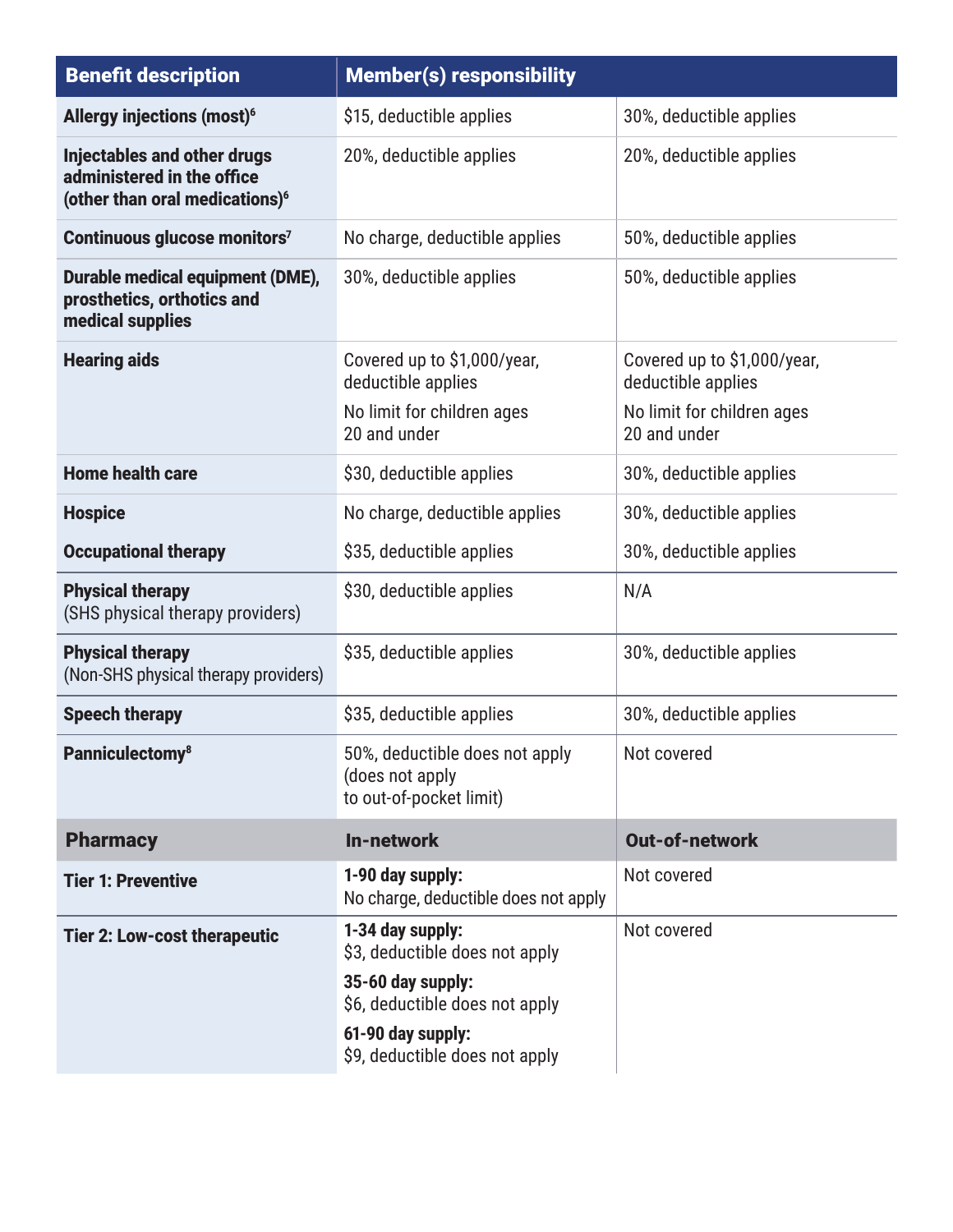| Benefit description | Member(s) responsibility | |
|---|---|---|
| **Allergy injections (most)**[6] | $15, deductible applies | 30%, deductible applies |
| **Injectables and other drugs administered in the office (other than oral medications)**[6] | 20%, deductible applies | 20%, deductible applies |
| **Continuous glucose monitors**[7] | No charge, deductible applies | 50%, deductible applies |
| **Durable medical equipment (DME), prosthetics, orthotics and medical supplies** | 30%, deductible applies | 50%, deductible applies |
| **Hearing aids** | Covered up to $1,000/year, deductible applies<br>No limit for children ages 20 and under | Covered up to $1,000/year, deductible applies<br>No limit for children ages 20 and under |
| **Home health care** | $30, deductible applies | 30%, deductible applies |
| **Hospice** | No charge, deductible applies | 30%, deductible applies |
| **Occupational therapy** | $35, deductible applies | 30%, deductible applies |
| **Physical therapy** (SHS physical therapy providers) | $30, deductible applies | N/A |
| **Physical therapy** (Non-SHS physical therapy providers) | $35, deductible applies | 30%, deductible applies |
| **Speech therapy** | $35, deductible applies | 30%, deductible applies |
| **Panniculectomy**[8] | 50%, deductible does not apply (does not apply to out-of-pocket limit) | Not covered |
| **Pharmacy** | **In-network** | **Out-of-network** |
| **Tier 1: Preventive** | **1-90 day supply:**<br>No charge, deductible does not apply | Not covered |
| **Tier 2: Low-cost therapeutic** | **1-34 day supply:**<br>$3, deductible does not apply<br>**35-60 day supply:**<br>$6, deductible does not apply<br>**61-90 day supply:**<br>$9, deductible does not apply | Not covered |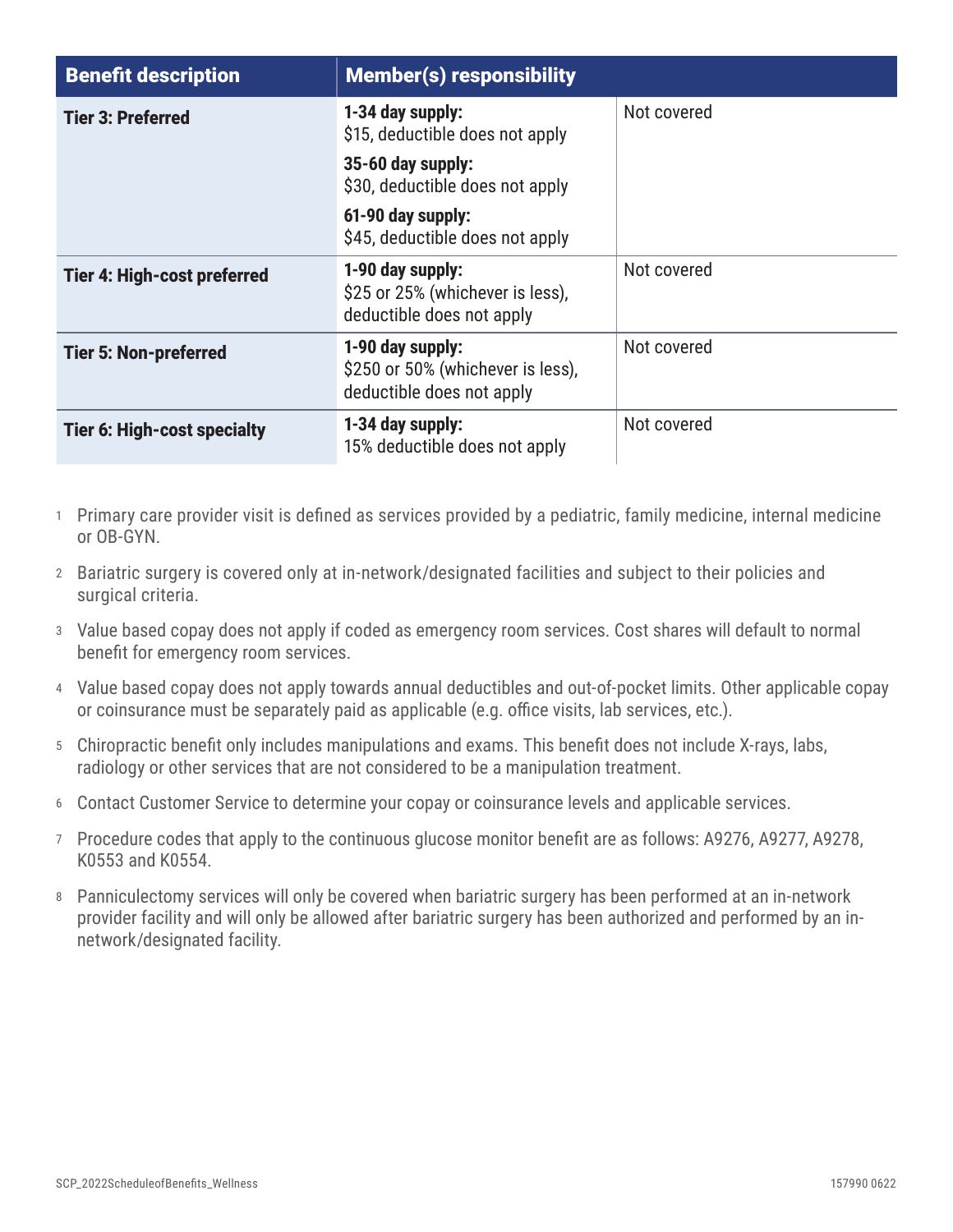| Benefit description | Member(s) responsibility | |
|---|---|---|
| **Tier 3: Preferred** | **1-34 day supply:** $15, deductible does not apply<br>**35-60 day supply:** $30, deductible does not apply<br>**61-90 day supply:** $45, deductible does not apply | Not covered |
| **Tier 4: High-cost preferred** | **1-90 day supply:** $25 or 25% (whichever is less), deductible does not apply | Not covered |
| **Tier 5: Non-preferred** | **1-90 day supply:** $250 or 50% (whichever is less), deductible does not apply | Not covered |
| **Tier 6: High-cost specialty** | **1-34 day supply:** 15% deductible does not apply | Not covered |

1 Primary care provider visit is defined as services provided by a pediatric, family medicine, internal medicine or OB-GYN.

2 Bariatric surgery is covered only at in-network/designated facilities and subject to their policies and surgical criteria.

3 Value based copay does not apply if coded as emergency room services. Cost shares will default to normal benefit for emergency room services.

4 Value based copay does not apply towards annual deductibles and out-of-pocket limits. Other applicable copay or coinsurance must be separately paid as applicable (e.g. office visits, lab services, etc.).

5 Chiropractic benefit only includes manipulations and exams. This benefit does not include X-rays, labs, radiology or other services that are not considered to be a manipulation treatment.

6 Contact Customer Service to determine your copay or coinsurance levels and applicable services.

7 Procedure codes that apply to the continuous glucose monitor benefit are as follows: A9276, A9277, A9278, K0553 and K0554.

8 Panniculectomy services will only be covered when bariatric surgery has been performed at an in-network provider facility and will only be allowed after bariatric surgery has been authorized and performed by an in-network/designated facility.

SCP_2022ScheduleofBenefits_Wellness

157990 0622